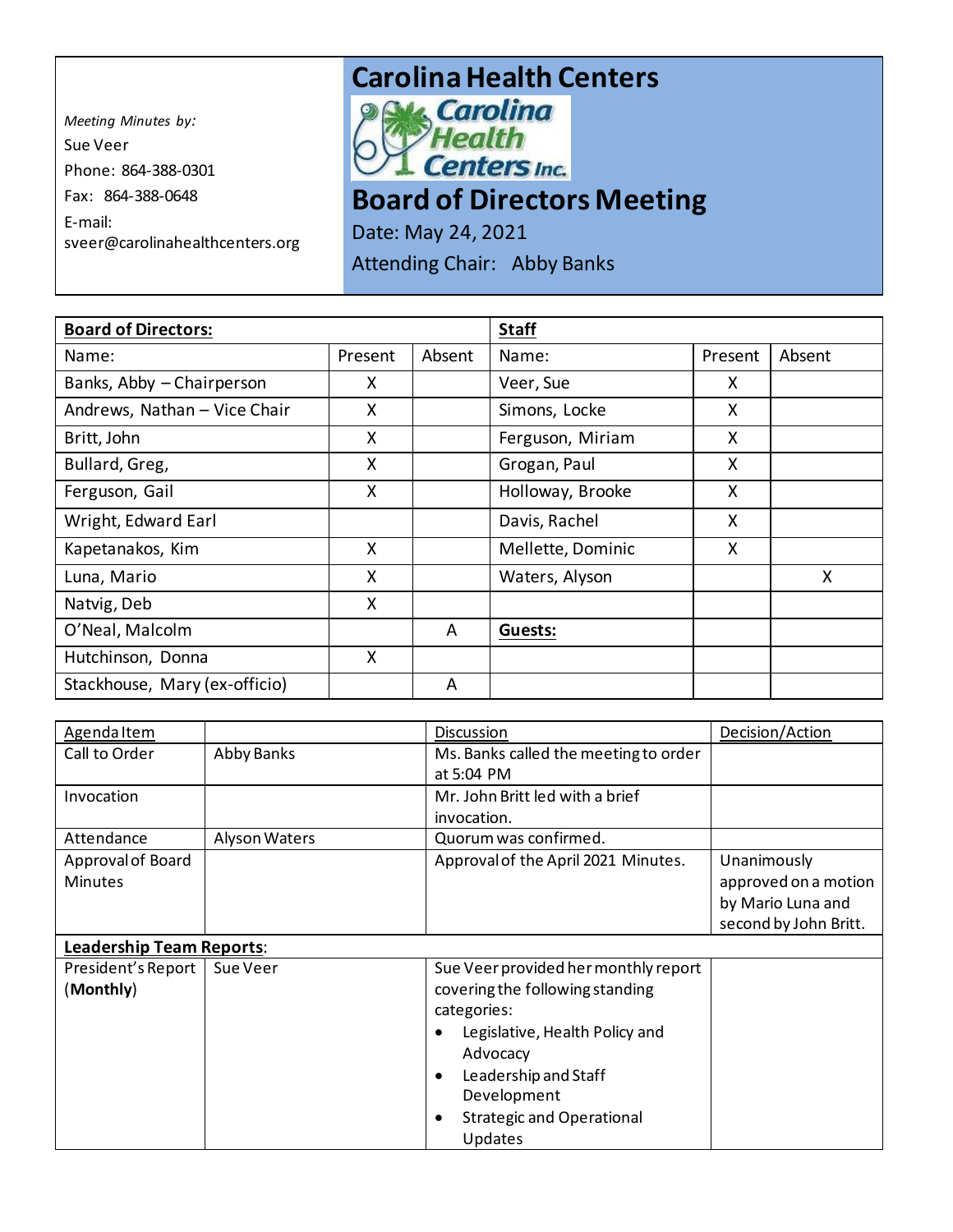*Meeting Minutes by:*

Sue Veer

Phone: 864-388-0301

Fax: 864-388-0648

E-mail: sveer@carolinahealthcenters.org

# Carolina Health Centers

Carolina Health Centers Inc.

# Board of Directors Meeting

Date: May 24, 2021

Attending Chair: Abby Banks

| **Board of Directors:** | | | **Staff** | | |
|---|---|---|---|---|---|
| Name: | Present | Absent | Name: | Present | Absent |
| Banks, Abby – Chairperson | X | | Veer, Sue | X | |
| Andrews, Nathan – Vice Chair | X | | Simons, Locke | X | |
| Britt, John | X | | Ferguson, Miriam | X | |
| Bullard, Greg, | X | | Grogan, Paul | X | |
| Ferguson, Gail | X | | Holloway, Brooke | X | |
| Wright, Edward Earl | | | Davis, Rachel | X | |
| Kapetanakos, Kim | X | | Mellette, Dominic | X | |
| Luna, Mario | X | | Waters, Alyson | | X |
| Natvig, Deb | X | | | | |
| O'Neal, Malcolm | | A | **Guests:** | | |
| Hutchinson, Donna | X | | | | |
| Stackhouse, Mary (ex-officio) | | A | | | |

| Agenda Item | | Discussion | Decision/Action |
|---|---|---|---|
| Call to Order | Abby Banks | Ms. Banks called the meeting to order at 5:04 PM | |
| Invocation | | Mr. John Britt led with a brief invocation. | |
| Attendance | Alyson Waters | Quorum was confirmed. | |
| Approval of Board Minutes | | Approval of the April 2021 Minutes. | Unanimously approved on a motion by Mario Luna and second by John Britt. |
| **Leadership Team Reports**: | | | |
| President's Report (**Monthly**) | Sue Veer | Sue Veer provided her monthly report covering the following standing categories:<br>• Legislative, Health Policy and Advocacy<br>• Leadership and Staff Development<br>• Strategic and Operational Updates | |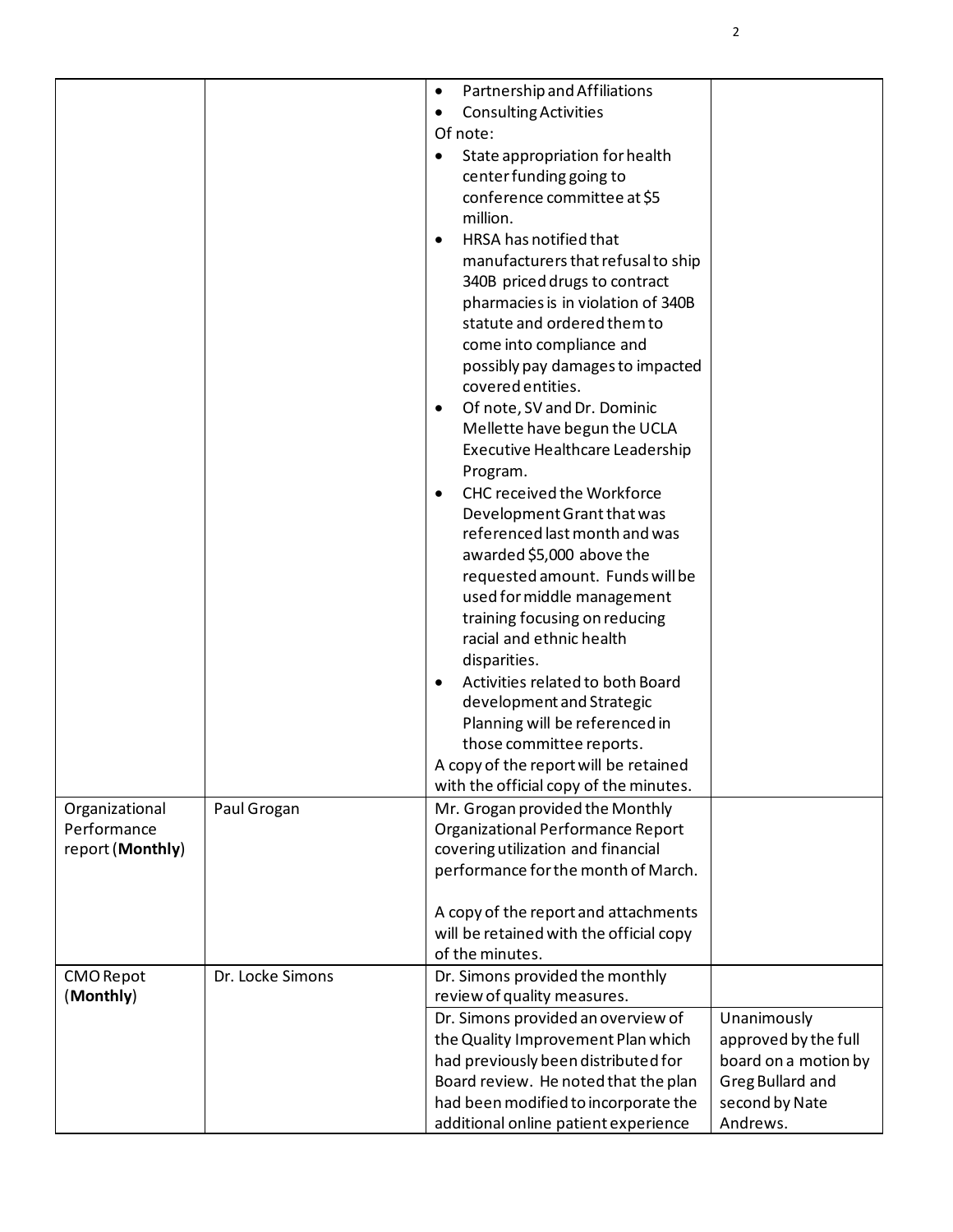| | | | |
|---|---|---|---|
| | | • Partnership and Affiliations<br>• Consulting Activities<br>Of note:<br>• State appropriation for health center funding going to conference committee at $5 million.<br>• HRSA has notified that manufacturers that refusal to ship 340B priced drugs to contract pharmacies is in violation of 340B statute and ordered them to come into compliance and possibly pay damages to impacted covered entities.<br>• Of note, SV and Dr. Dominic Mellette have begun the UCLA Executive Healthcare Leadership Program.<br>• CHC received the Workforce Development Grant that was referenced last month and was awarded $5,000 above the requested amount. Funds will be used for middle management training focusing on reducing racial and ethnic health disparities.<br>• Activities related to both Board development and Strategic Planning will be referenced in those committee reports.<br>A copy of the report will be retained with the official copy of the minutes. | |
| Organizational Performance report (**Monthly**) | Paul Grogan | Mr. Grogan provided the Monthly Organizational Performance Report covering utilization and financial performance for the month of March.<br><br>A copy of the report and attachments will be retained with the official copy of the minutes. | |
| CMO Repot (**Monthly**) | Dr. Locke Simons | Dr. Simons provided the monthly review of quality measures. | |
| | | Dr. Simons provided an overview of the Quality Improvement Plan which had previously been distributed for Board review. He noted that the plan had been modified to incorporate the additional online patient experience | Unanimously approved by the full board on a motion by Greg Bullard and second by Nate Andrews. |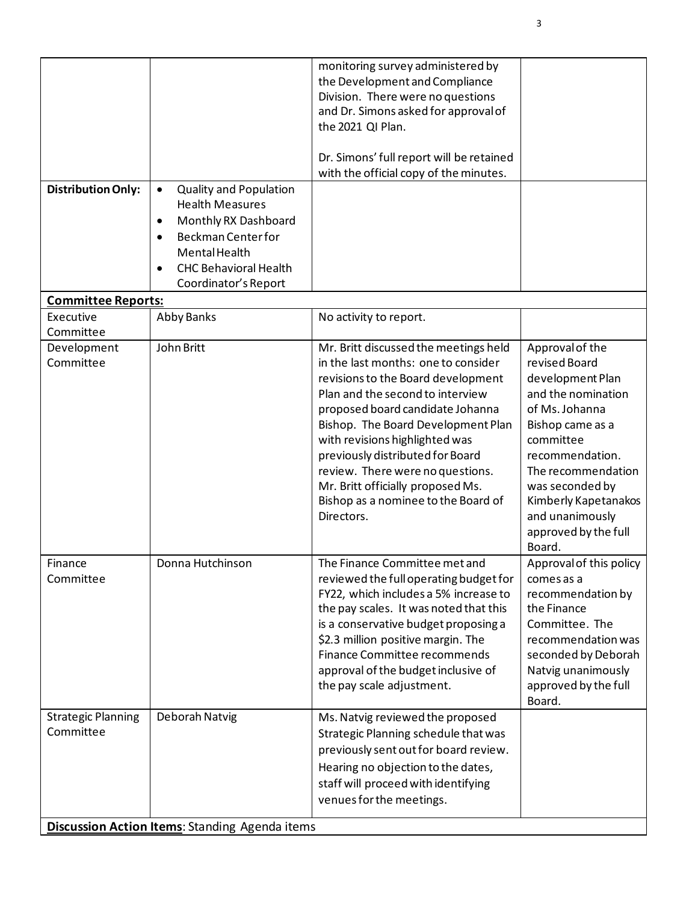| | | | |
|---|---|---|---|
| | | monitoring survey administered by the Development and Compliance Division. There were no questions and Dr. Simons asked for approval of the 2021 QI Plan.<br><br>Dr. Simons' full report will be retained with the official copy of the minutes. | |
| **Distribution Only:** | • Quality and Population Health Measures<br>• Monthly RX Dashboard<br>• Beckman Center for Mental Health<br>• CHC Behavioral Health Coordinator's Report | | |
| **Committee Reports:** | | | |
| Executive Committee | Abby Banks | No activity to report. | |
| Development Committee | John Britt | Mr. Britt discussed the meetings held in the last months: one to consider revisions to the Board development Plan and the second to interview proposed board candidate Johanna Bishop. The Board Development Plan with revisions highlighted was previously distributed for Board review. There were no questions. Mr. Britt officially proposed Ms. Bishop as a nominee to the Board of Directors. | Approval of the revised Board development Plan and the nomination of Ms. Johanna Bishop came as a committee recommendation. The recommendation was seconded by Kimberly Kapetanakos and unanimously approved by the full Board. |
| Finance Committee | Donna Hutchinson | The Finance Committee met and reviewed the full operating budget for FY22, which includes a 5% increase to the pay scales. It was noted that this is a conservative budget proposing a $2.3 million positive margin. The Finance Committee recommends approval of the budget inclusive of the pay scale adjustment. | Approval of this policy comes as a recommendation by the Finance Committee. The recommendation was seconded by Deborah Natvig unanimously approved by the full Board. |
| Strategic Planning Committee | Deborah Natvig | Ms. Natvig reviewed the proposed Strategic Planning schedule that was previously sent out for board review. Hearing no objection to the dates, staff will proceed with identifying venues for the meetings. | |
| **Discussion Action Items**: Standing Agenda items | | | |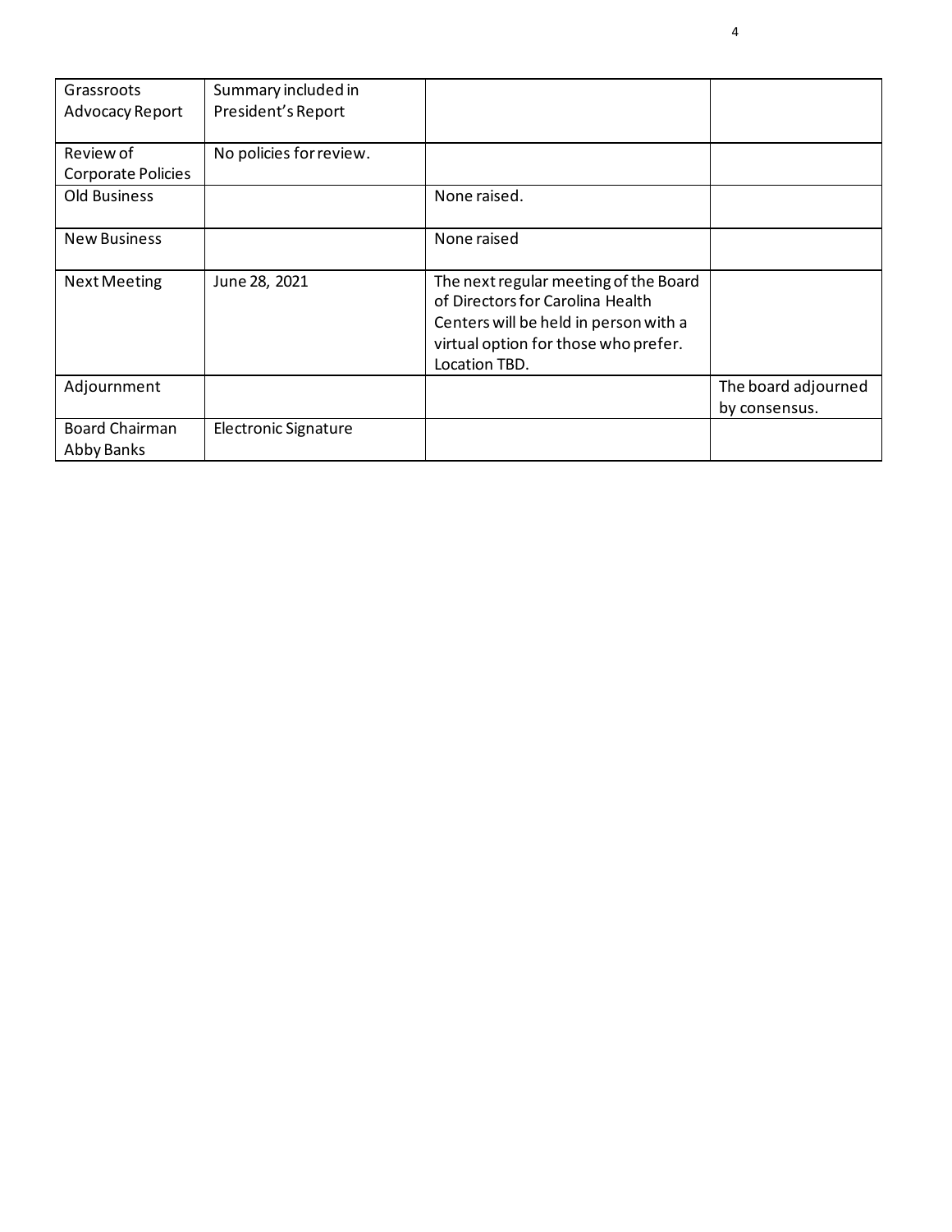| | | | |
|---|---|---|---|
| Grassroots Advocacy Report | Summary included in President's Report | | |
| Review of Corporate Policies | No policies for review. | | |
| Old Business | | None raised. | |
| New Business | | None raised | |
| Next Meeting | June 28, 2021 | The next regular meeting of the Board of Directors for Carolina Health Centers will be held in person with a virtual option for those who prefer. Location TBD. | |
| Adjournment | | | The board adjourned by consensus. |
| Board Chairman Abby Banks | Electronic Signature | | |